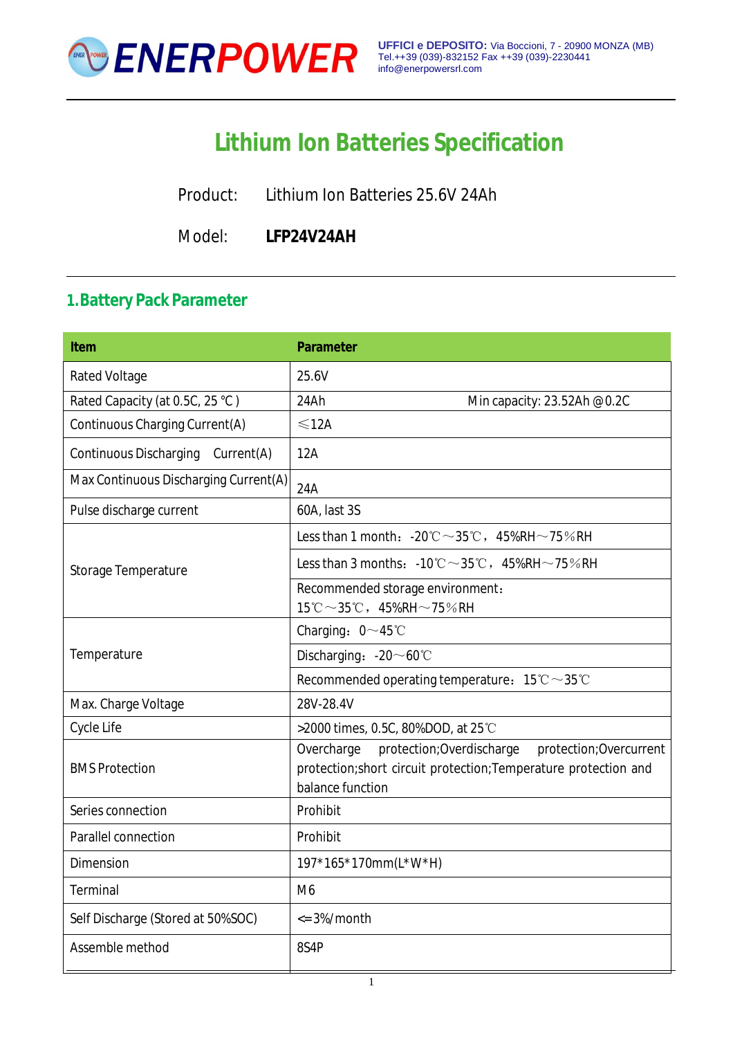**ENERPOWER**

**UFFICI e DEPOSITO:** Via Boccioni, 7 - 20900 MONZA (MB)
Tel.++39 (039)-832152 Fax ++39 (039)-2230441
info@enerpowersrl.com

# Lithium Ion Batteries Specification

Product: Lithium Ion Batteries 25.6V 24Ah

Model: **LFP24V24AH**

## 1. Battery Pack Parameter

| Item | Parameter |
|---|---|
| Rated Voltage | 25.6V |
| Rated Capacity (at 0.5C, 25 °C ) | 24Ah Min capacity: 23.52Ah @0.2C |
| Continuous Charging Current(A) | ≤12A |
| Continuous Discharging Current(A) | 12A |
| Max Continuous Discharging Current(A) | 24A |
| Pulse discharge current | 60A, last 3S |
| Storage Temperature | Less than 1 month：-20℃～35℃， 45%RH～75％RH |
| | Less than 3 months：-10℃～35℃， 45%RH～75％RH |
| | Recommended storage environment：15℃～35℃， 45%RH～75％RH |
| Temperature | Charging：0～45℃ |
| | Discharging：-20～60℃ |
| | Recommended operating temperature：15℃～35℃ |
| Max. Charge Voltage | 28V-28.4V |
| Cycle Life | >2000 times, 0.5C, 80%DOD, at 25℃ |
| BMS Protection | Overcharge protection;Overdischarge protection;Overcurrent protection;short circuit protection;Temperature protection and balance function |
| Series connection | Prohibit |
| Parallel connection | Prohibit |
| Dimension | 197*165*170mm(L*W*H) |
| Terminal | M6 |
| Self Discharge (Stored at 50%SOC) | <=3%/month |
| Assemble method | 8S4P |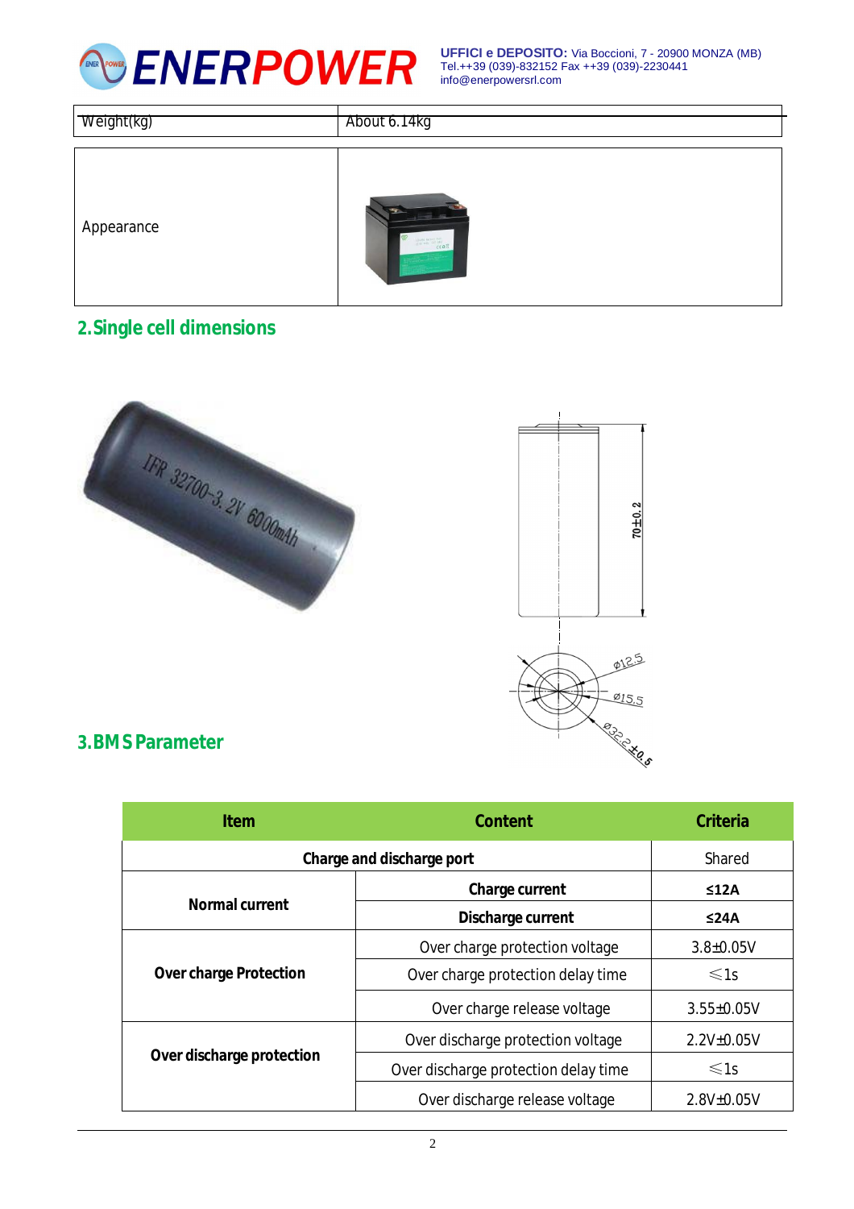| Weight(kg) | About 6.14kg |
|---|---|
| Appearance | |

## 2. Single cell dimensions

IFR 32700-3.2V 6000mAh

70±0.2

ø12.5

ø15.5

ø32.2±0.5

## 3. BMS Parameter

| Item | Content | Criteria |
|---|---|---|
| **Charge and discharge port** | | Shared |
| **Normal current** | **Charge current** | **≤12A** |
| | **Discharge current** | **≤24A** |
| **Over charge Protection** | Over charge protection voltage | 3.8±0.05V |
| | Over charge protection delay time | ≤1s |
| | Over charge release voltage | 3.55±0.05V |
| **Over discharge protection** | Over discharge protection voltage | 2.2V±0.05V |
| | Over discharge protection delay time | ≤1s |
| | Over discharge release voltage | 2.8V±0.05V |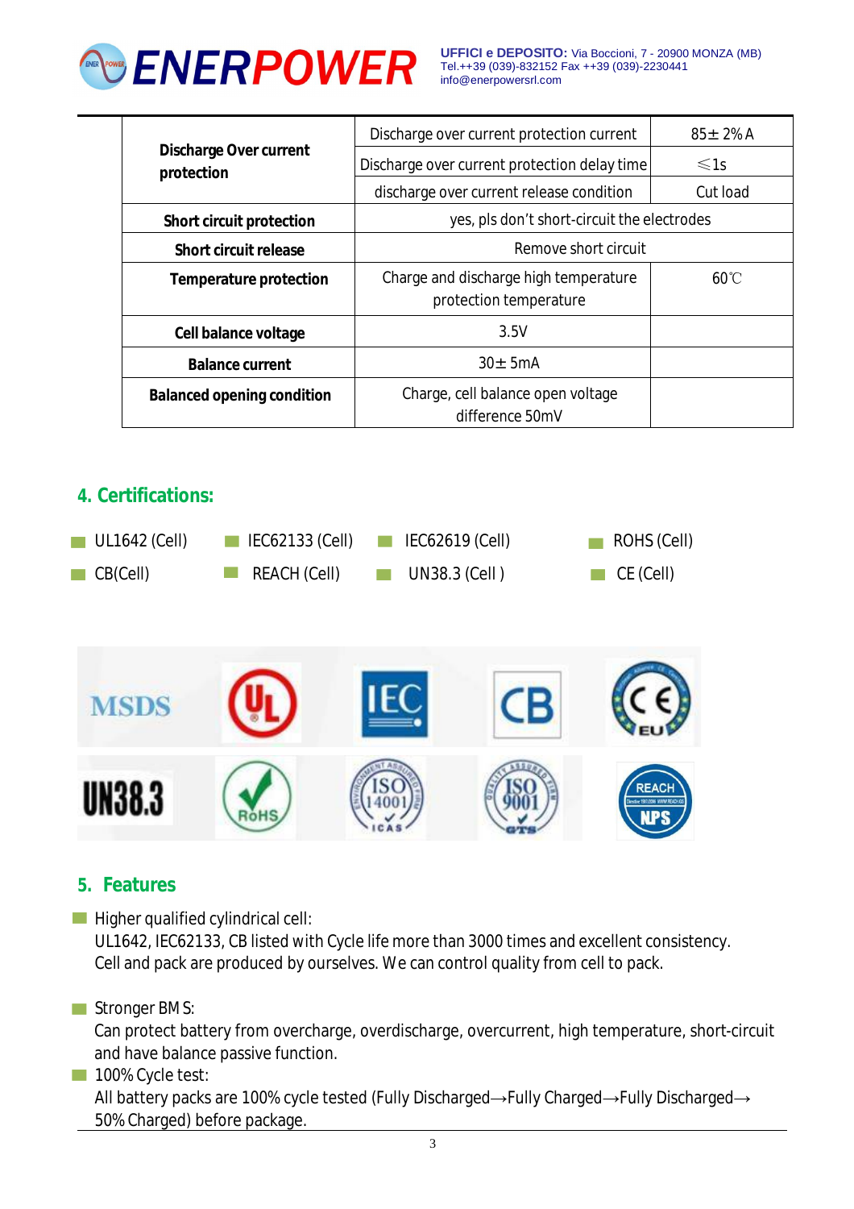| | | |
|---|---|---|
| **Discharge Over current protection** | Discharge over current protection current | 85± 2% A |
| | Discharge over current protection delay time | ≤1s |
| | discharge over current release condition | Cut load |
| **Short circuit protection** | yes, pls don't short-circuit the electrodes | |
| **Short circuit release** | Remove short circuit | |
| **Temperature protection** | Charge and discharge high temperature protection temperature | 60℃ |
| **Cell balance voltage** | 3.5V | |
| **Balance current** | 30± 5mA | |
| **Balanced opening condition** | Charge, cell balance open voltage difference 50mV | |

## 4. Certifications:

- UL1642 (Cell)
- IEC62133 (Cell)
- IEC62619 (Cell)
- ROHS (Cell)
- CB(Cell)
- REACH (Cell)
- UN38.3 (Cell )
- CE (Cell)

## 5. Features

- Higher qualified cylindrical cell:
  UL1642, IEC62133, CB listed with Cycle life more than 3000 times and excellent consistency.
  Cell and pack are produced by ourselves. We can control quality from cell to pack.

- Stronger BMS:
  Can protect battery from overcharge, overdischarge, overcurrent, high temperature, short-circuit and have balance passive function.
- 100% Cycle test:
  All battery packs are 100% cycle tested (Fully Discharged→Fully Charged→Fully Discharged→50% Charged) before package.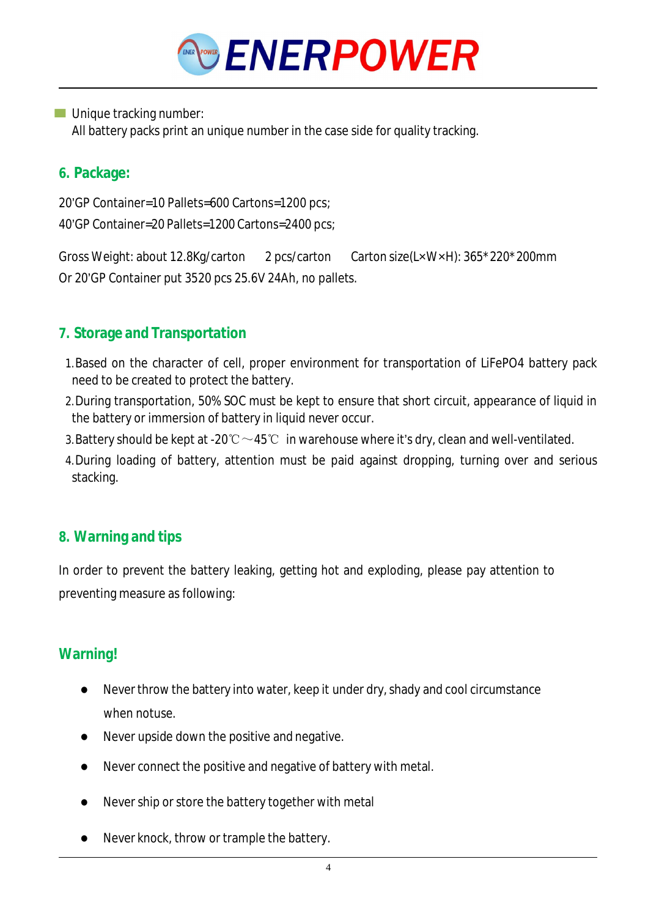- Unique tracking number:
  All battery packs print an unique number in the case side for quality tracking.

## 6. Package:

20'GP Container=10 Pallets=600 Cartons=1200 pcs;
40'GP Container=20 Pallets=1200 Cartons=2400 pcs;

Gross Weight: about 12.8Kg/carton　　2 pcs/carton　　Carton size(L×W×H): 365*220*200mm
Or 20'GP Container put 3520 pcs 25.6V 24Ah, no pallets.

## 7. Storage and Transportation

1. Based on the character of cell, proper environment for transportation of LiFePO4 battery pack need to be created to protect the battery.
2. During transportation, 50% SOC must be kept to ensure that short circuit, appearance of liquid in the battery or immersion of battery in liquid never occur.
3. Battery should be kept at -20℃～45℃ in warehouse where it's dry, clean and well-ventilated.
4. During loading of battery, attention must be paid against dropping, turning over and serious stacking.

## 8. Warning and tips

In order to prevent the battery leaking, getting hot and exploding, please pay attention to preventing measure as following:

## Warning!

- Never throw the battery into water, keep it under dry, shady and cool circumstance when notuse.
- Never upside down the positive and negative.
- Never connect the positive and negative of battery with metal.
- Never ship or store the battery together with metal
- Never knock, throw or trample the battery.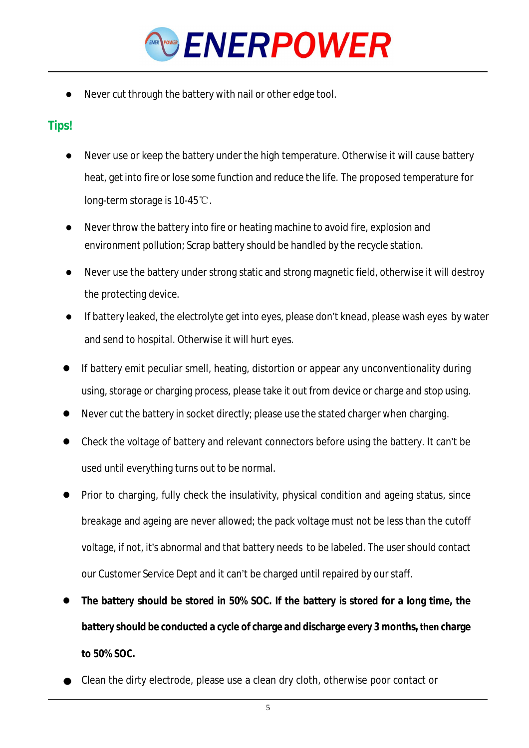- Never cut through the battery with nail or other edge tool.

## Tips!

- Never use or keep the battery under the high temperature. Otherwise it will cause battery heat, get into fire or lose some function and reduce the life. The proposed temperature for long-term storage is 10-45℃.
- Never throw the battery into fire or heating machine to avoid fire, explosion and environment pollution; Scrap battery should be handled by the recycle station.
- Never use the battery under strong static and strong magnetic field, otherwise it will destroy the protecting device.
- If battery leaked, the electrolyte get into eyes, please don't knead, please wash eyes by water and send to hospital. Otherwise it will hurt eyes.
- If battery emit peculiar smell, heating, distortion or appear any unconventionality during using, storage or charging process, please take it out from device or charge and stop using.
- Never cut the battery in socket directly; please use the stated charger when charging.
- Check the voltage of battery and relevant connectors before using the battery. It can't be used until everything turns out to be normal.
- Prior to charging, fully check the insulativity, physical condition and ageing status, since breakage and ageing are never allowed; the pack voltage must not be less than the cutoff voltage, if not, it's abnormal and that battery needs to be labeled. The user should contact our Customer Service Dept and it can't be charged until repaired by our staff.
- **The battery should be stored in 50% SOC. If the battery is stored for a long time, the battery should be conducted a cycle of charge and discharge every 3 months, then charge to 50% SOC.**
- Clean the dirty electrode, please use a clean dry cloth, otherwise poor contact or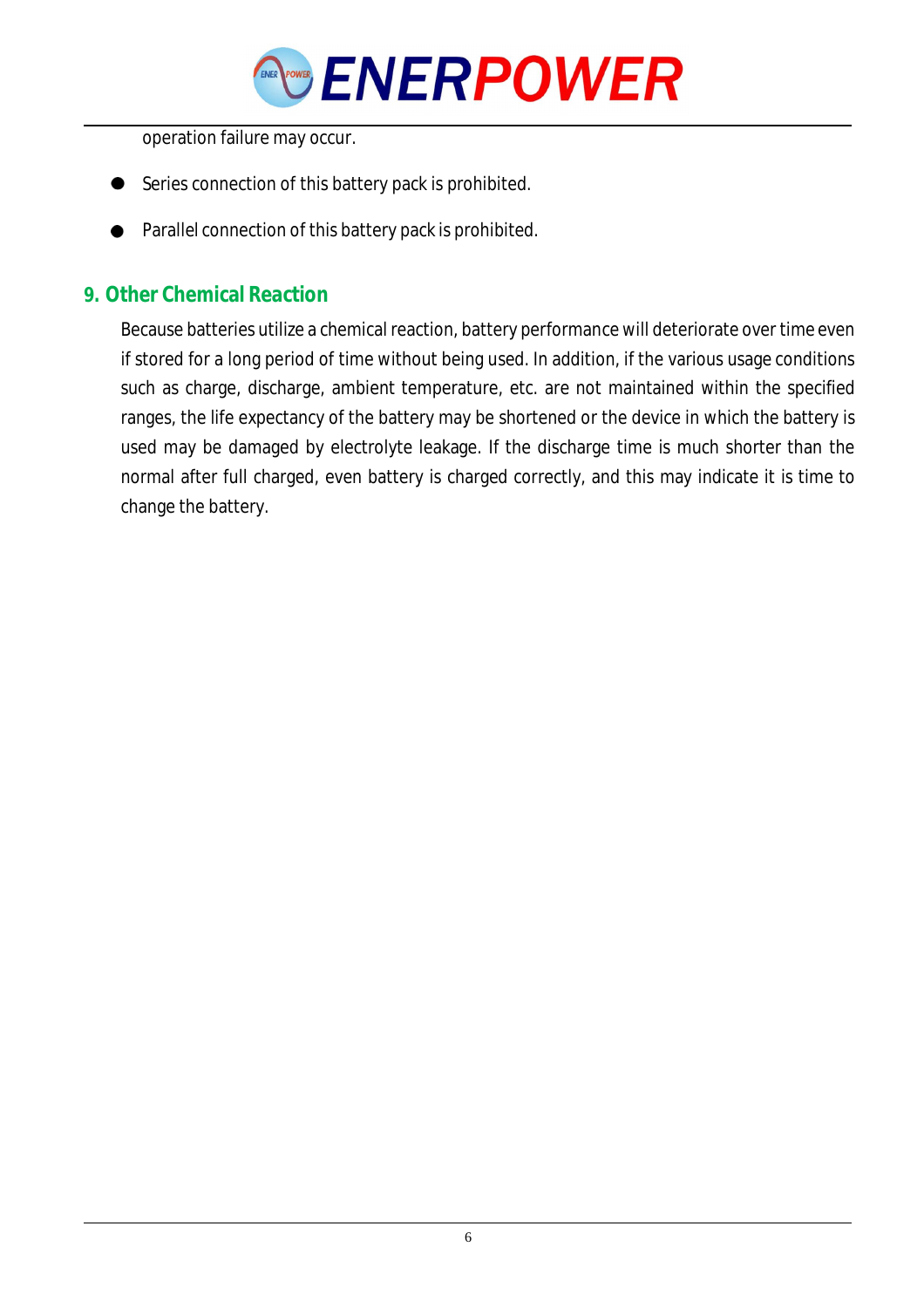operation failure may occur.

- Series connection of this battery pack is prohibited.
- Parallel connection of this battery pack is prohibited.

## 9. Other Chemical Reaction

Because batteries utilize a chemical reaction, battery performance will deteriorate over time even if stored for a long period of time without being used. In addition, if the various usage conditions such as charge, discharge, ambient temperature, etc. are not maintained within the specified ranges, the life expectancy of the battery may be shortened or the device in which the battery is used may be damaged by electrolyte leakage. If the discharge time is much shorter than the normal after full charged, even battery is charged correctly, and this may indicate it is time to change the battery.